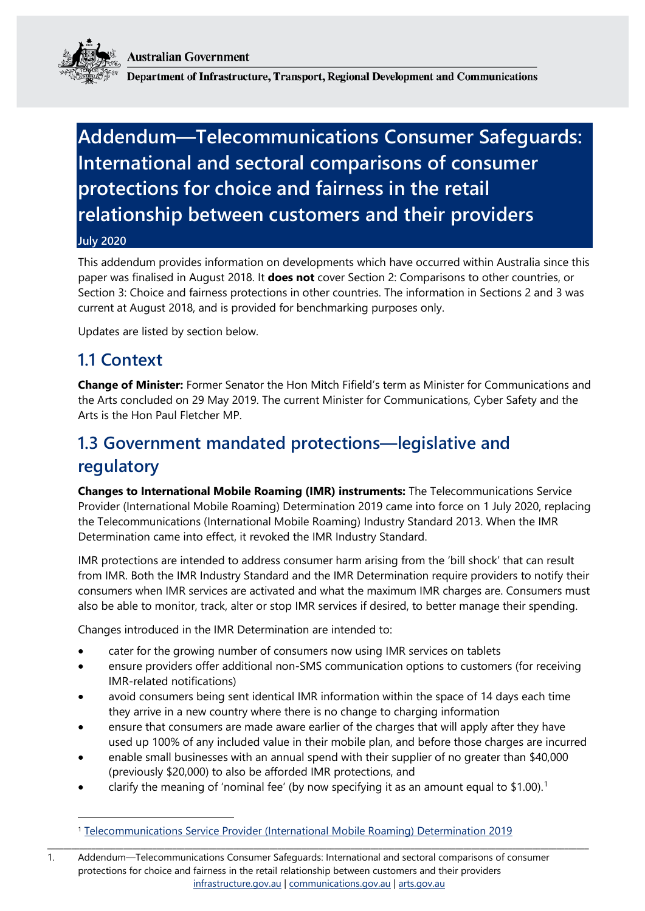Australian Government

Department of Infrastructure, Transport, Regional Development and Communications

# Addendum—Telecommunications Consumer Safeguards: International and sectoral comparisons of consumer protections for choice and fairness in the retail relationship between customers and their providers

**July 2020**

This addendum provides information on developments which have occurred within Australia since this paper was finalised in August 2018. It **does not** cover Section 2: Comparisons to other countries, or Section 3: Choice and fairness protections in other countries. The information in Sections 2 and 3 was current at August 2018, and is provided for benchmarking purposes only.

Updates are listed by section below.

## 1.1 Context

**Change of Minister:** Former Senator the Hon Mitch Fifield's term as Minister for Communications and the Arts concluded on 29 May 2019. The current Minister for Communications, Cyber Safety and the Arts is the Hon Paul Fletcher MP.

## 1.3 Government mandated protections—legislative and regulatory

**Changes to International Mobile Roaming (IMR) instruments:** The Telecommunications Service Provider (International Mobile Roaming) Determination 2019 came into force on 1 July 2020, replacing the Telecommunications (International Mobile Roaming) Industry Standard 2013. When the IMR Determination came into effect, it revoked the IMR Industry Standard.

IMR protections are intended to address consumer harm arising from the 'bill shock' that can result from IMR. Both the IMR Industry Standard and the IMR Determination require providers to notify their consumers when IMR services are activated and what the maximum IMR charges are. Consumers must also be able to monitor, track, alter or stop IMR services if desired, to better manage their spending.

Changes introduced in the IMR Determination are intended to:

- cater for the growing number of consumers now using IMR services on tablets
- ensure providers offer additional non-SMS communication options to customers (for receiving IMR-related notifications)
- avoid consumers being sent identical IMR information within the space of 14 days each time they arrive in a new country where there is no change to charging information
- ensure that consumers are made aware earlier of the charges that will apply after they have used up 100% of any included value in their mobile plan, and before those charges are incurred
- enable small businesses with an annual spend with their supplier of no greater than $40,000 (previously $20,000) to also be afforded IMR protections, and
- clarify the meaning of 'nominal fee' (by now specifying it as an amount equal to $1.00).[1]

[1] Telecommunications Service Provider (International Mobile Roaming) Determination 2019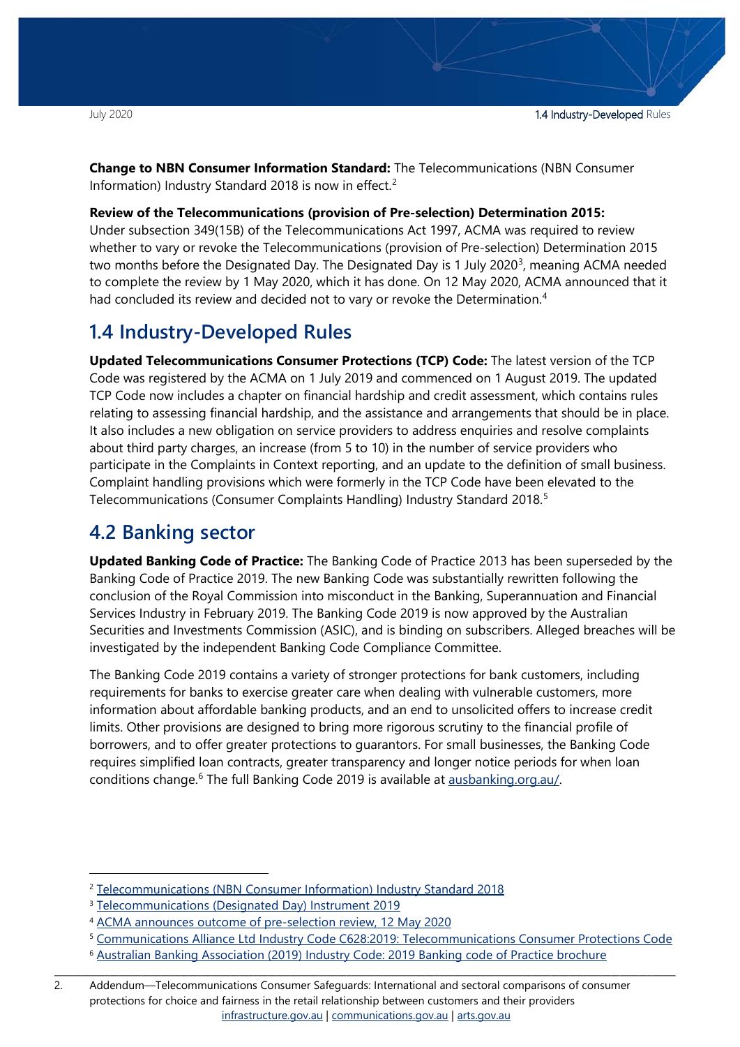**Change to NBN Consumer Information Standard:** The Telecommunications (NBN Consumer Information) Industry Standard 2018 is now in effect.[2]

**Review of the Telecommunications (provision of Pre-selection) Determination 2015:** Under subsection 349(15B) of the Telecommunications Act 1997, ACMA was required to review whether to vary or revoke the Telecommunications (provision of Pre-selection) Determination 2015 two months before the Designated Day. The Designated Day is 1 July 2020[3], meaning ACMA needed to complete the review by 1 May 2020, which it has done. On 12 May 2020, ACMA announced that it had concluded its review and decided not to vary or revoke the Determination.[4]

## 1.4 Industry-Developed Rules

**Updated Telecommunications Consumer Protections (TCP) Code:** The latest version of the TCP Code was registered by the ACMA on 1 July 2019 and commenced on 1 August 2019. The updated TCP Code now includes a chapter on financial hardship and credit assessment, which contains rules relating to assessing financial hardship, and the assistance and arrangements that should be in place. It also includes a new obligation on service providers to address enquiries and resolve complaints about third party charges, an increase (from 5 to 10) in the number of service providers who participate in the Complaints in Context reporting, and an update to the definition of small business. Complaint handling provisions which were formerly in the TCP Code have been elevated to the Telecommunications (Consumer Complaints Handling) Industry Standard 2018.[5]

## 4.2 Banking sector

**Updated Banking Code of Practice:** The Banking Code of Practice 2013 has been superseded by the Banking Code of Practice 2019. The new Banking Code was substantially rewritten following the conclusion of the Royal Commission into misconduct in the Banking, Superannuation and Financial Services Industry in February 2019. The Banking Code 2019 is now approved by the Australian Securities and Investments Commission (ASIC), and is binding on subscribers. Alleged breaches will be investigated by the independent Banking Code Compliance Committee.

The Banking Code 2019 contains a variety of stronger protections for bank customers, including requirements for banks to exercise greater care when dealing with vulnerable customers, more information about affordable banking products, and an end to unsolicited offers to increase credit limits. Other provisions are designed to bring more rigorous scrutiny to the financial profile of borrowers, and to offer greater protections to guarantors. For small businesses, the Banking Code requires simplified loan contracts, greater transparency and longer notice periods for when loan conditions change.[6] The full Banking Code 2019 is available at ausbanking.org.au/.

---

[2] Telecommunications (NBN Consumer Information) Industry Standard 2018

[3] Telecommunications (Designated Day) Instrument 2019

[4] ACMA announces outcome of pre-selection review, 12 May 2020

[5] Communications Alliance Ltd Industry Code C628:2019: Telecommunications Consumer Protections Code

[6] Australian Banking Association (2019) Industry Code: 2019 Banking code of Practice brochure